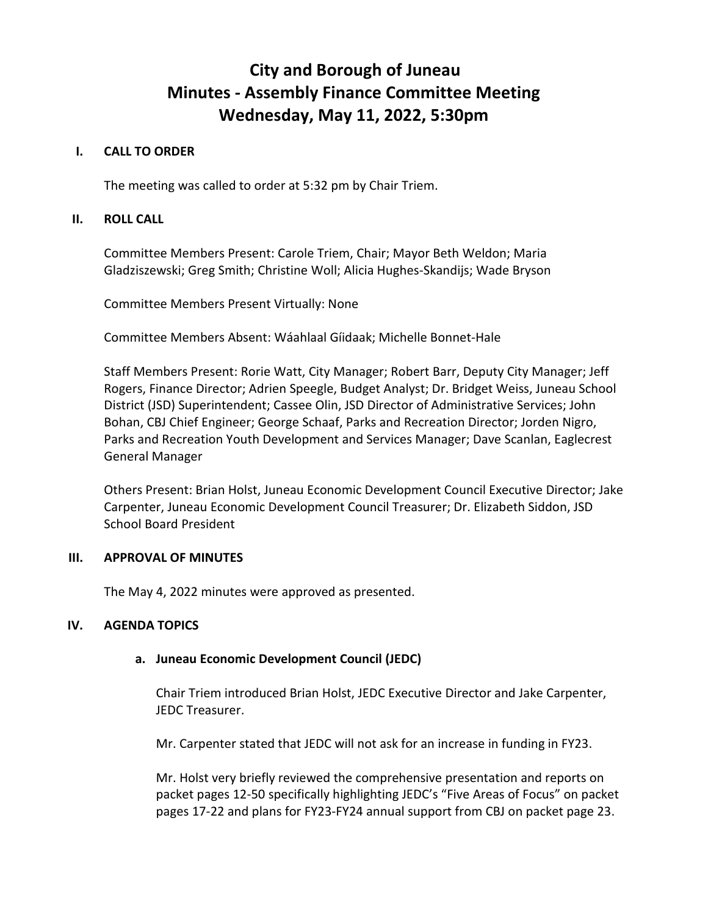# City and Borough of Juneau
# Minutes - Assembly Finance Committee Meeting
# Wednesday, May 11, 2022, 5:30pm

## I. CALL TO ORDER

The meeting was called to order at 5:32 pm by Chair Triem.

## II. ROLL CALL

Committee Members Present: Carole Triem, Chair; Mayor Beth Weldon; Maria Gladziszewski; Greg Smith; Christine Woll; Alicia Hughes-Skandijs; Wade Bryson

Committee Members Present Virtually: None

Committee Members Absent: Wáahlaal Gíidaak; Michelle Bonnet-Hale

Staff Members Present: Rorie Watt, City Manager; Robert Barr, Deputy City Manager; Jeff Rogers, Finance Director; Adrien Speegle, Budget Analyst; Dr. Bridget Weiss, Juneau School District (JSD) Superintendent; Cassee Olin, JSD Director of Administrative Services; John Bohan, CBJ Chief Engineer; George Schaaf, Parks and Recreation Director; Jorden Nigro, Parks and Recreation Youth Development and Services Manager; Dave Scanlan, Eaglecrest General Manager

Others Present: Brian Holst, Juneau Economic Development Council Executive Director; Jake Carpenter, Juneau Economic Development Council Treasurer; Dr. Elizabeth Siddon, JSD School Board President

## III. APPROVAL OF MINUTES

The May 4, 2022 minutes were approved as presented.

## IV. AGENDA TOPICS

### a. Juneau Economic Development Council (JEDC)

Chair Triem introduced Brian Holst, JEDC Executive Director and Jake Carpenter, JEDC Treasurer.

Mr. Carpenter stated that JEDC will not ask for an increase in funding in FY23.

Mr. Holst very briefly reviewed the comprehensive presentation and reports on packet pages 12-50 specifically highlighting JEDC's "Five Areas of Focus" on packet pages 17-22 and plans for FY23-FY24 annual support from CBJ on packet page 23.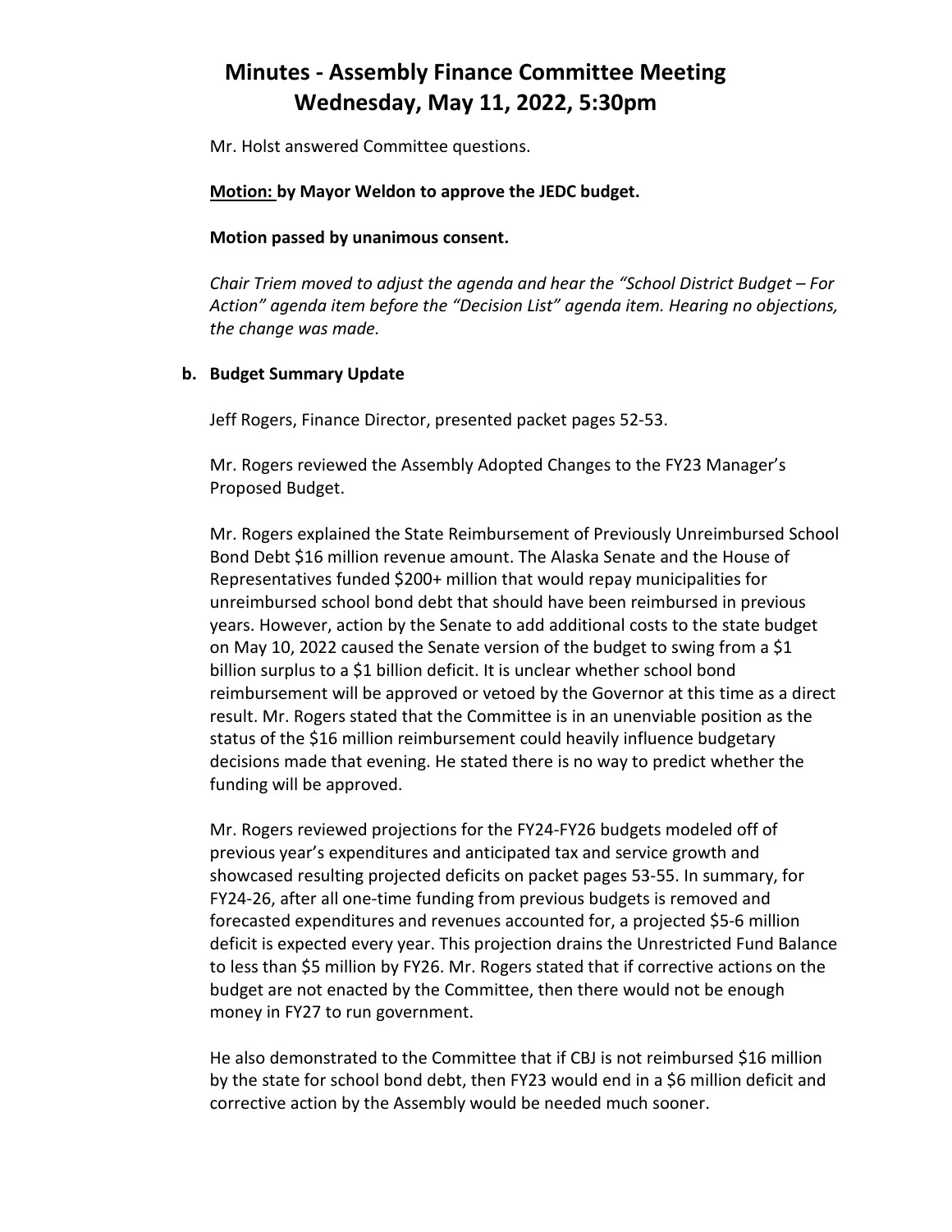Mr. Holst answered Committee questions.

**Motion: by Mayor Weldon to approve the JEDC budget.**

**Motion passed by unanimous consent.**

*Chair Triem moved to adjust the agenda and hear the "School District Budget – For Action" agenda item before the "Decision List" agenda item. Hearing no objections, the change was made.*

**b. Budget Summary Update**

Jeff Rogers, Finance Director, presented packet pages 52-53.

Mr. Rogers reviewed the Assembly Adopted Changes to the FY23 Manager's Proposed Budget.

Mr. Rogers explained the State Reimbursement of Previously Unreimbursed School Bond Debt $16 million revenue amount. The Alaska Senate and the House of Representatives funded $200+ million that would repay municipalities for unreimbursed school bond debt that should have been reimbursed in previous years. However, action by the Senate to add additional costs to the state budget on May 10, 2022 caused the Senate version of the budget to swing from a $1 billion surplus to a $1 billion deficit. It is unclear whether school bond reimbursement will be approved or vetoed by the Governor at this time as a direct result. Mr. Rogers stated that the Committee is in an unenviable position as the status of the $16 million reimbursement could heavily influence budgetary decisions made that evening. He stated there is no way to predict whether the funding will be approved.

Mr. Rogers reviewed projections for the FY24-FY26 budgets modeled off of previous year's expenditures and anticipated tax and service growth and showcased resulting projected deficits on packet pages 53-55. In summary, for FY24-26, after all one-time funding from previous budgets is removed and forecasted expenditures and revenues accounted for, a projected $5-6 million deficit is expected every year. This projection drains the Unrestricted Fund Balance to less than $5 million by FY26. Mr. Rogers stated that if corrective actions on the budget are not enacted by the Committee, then there would not be enough money in FY27 to run government.

He also demonstrated to the Committee that if CBJ is not reimbursed $16 million by the state for school bond debt, then FY23 would end in a $6 million deficit and corrective action by the Assembly would be needed much sooner.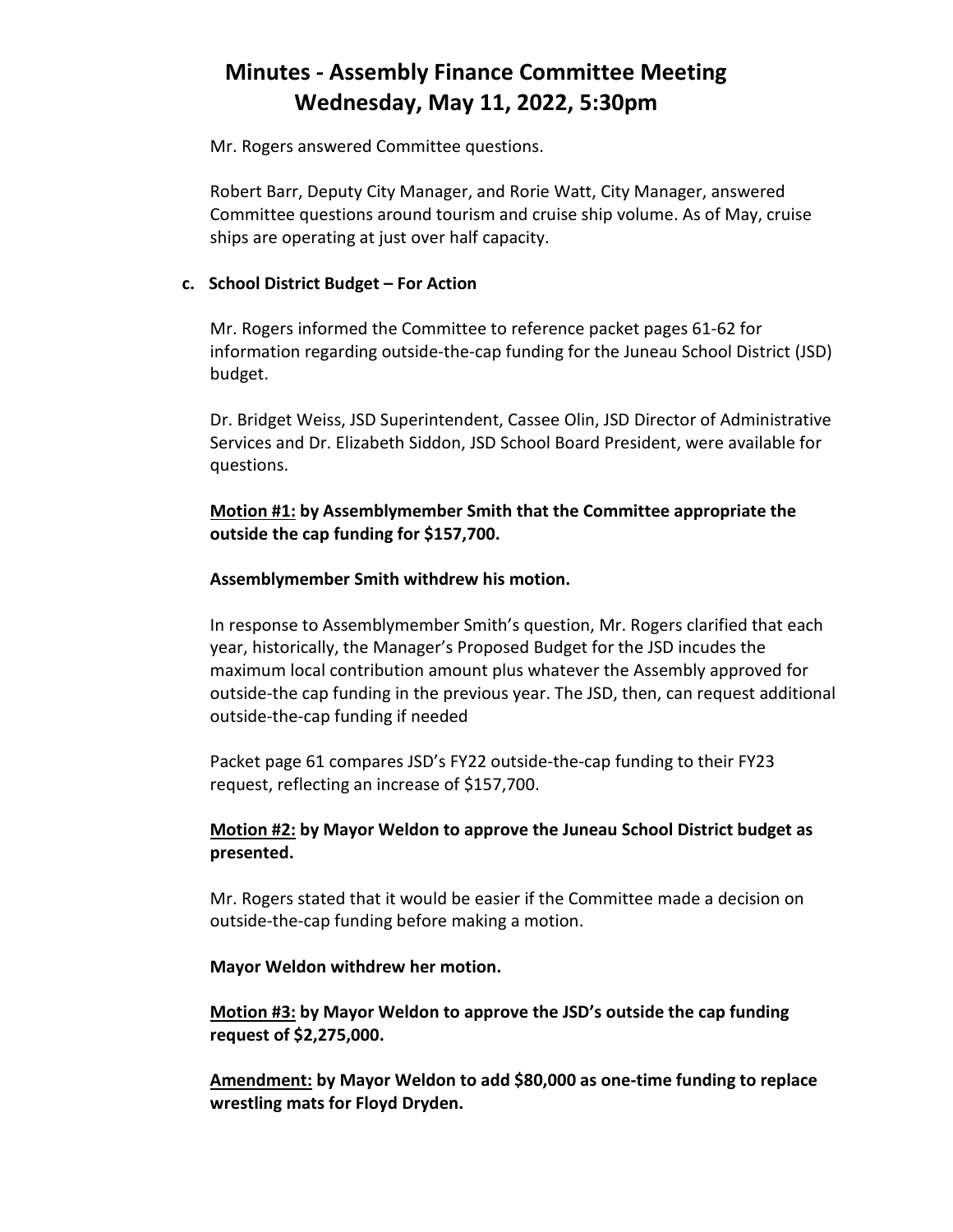# Minutes - Assembly Finance Committee Meeting Wednesday, May 11, 2022, 5:30pm

Mr. Rogers answered Committee questions.

Robert Barr, Deputy City Manager, and Rorie Watt, City Manager, answered Committee questions around tourism and cruise ship volume. As of May, cruise ships are operating at just over half capacity.

**c. School District Budget – For Action**

Mr. Rogers informed the Committee to reference packet pages 61-62 for information regarding outside-the-cap funding for the Juneau School District (JSD) budget.

Dr. Bridget Weiss, JSD Superintendent, Cassee Olin, JSD Director of Administrative Services and Dr. Elizabeth Siddon, JSD School Board President, were available for questions.

**Motion #1: by Assemblymember Smith that the Committee appropriate the outside the cap funding for $157,700.**

**Assemblymember Smith withdrew his motion.**

In response to Assemblymember Smith's question, Mr. Rogers clarified that each year, historically, the Manager's Proposed Budget for the JSD incudes the maximum local contribution amount plus whatever the Assembly approved for outside-the cap funding in the previous year. The JSD, then, can request additional outside-the-cap funding if needed

Packet page 61 compares JSD's FY22 outside-the-cap funding to their FY23 request, reflecting an increase of $157,700.

**Motion #2: by Mayor Weldon to approve the Juneau School District budget as presented.**

Mr. Rogers stated that it would be easier if the Committee made a decision on outside-the-cap funding before making a motion.

**Mayor Weldon withdrew her motion.**

**Motion #3: by Mayor Weldon to approve the JSD's outside the cap funding request of $2,275,000.**

**Amendment: by Mayor Weldon to add $80,000 as one-time funding to replace wrestling mats for Floyd Dryden.**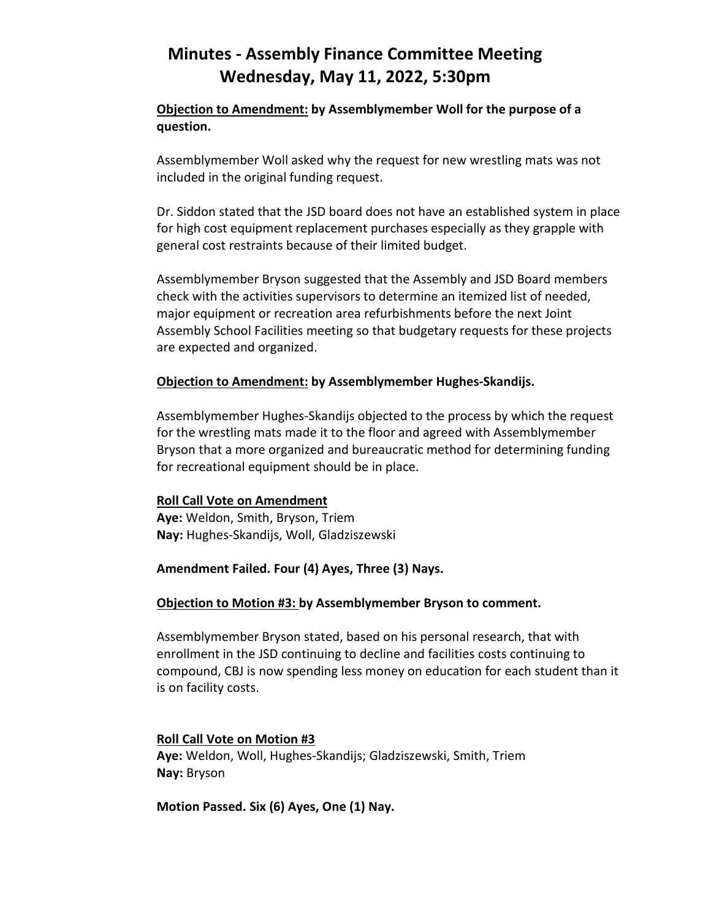# Minutes - Assembly Finance Committee Meeting
# Wednesday, May 11, 2022, 5:30pm

**<u>Objection to Amendment:</u> by Assemblymember Woll for the purpose of a question.**

Assemblymember Woll asked why the request for new wrestling mats was not included in the original funding request.

Dr. Siddon stated that the JSD board does not have an established system in place for high cost equipment replacement purchases especially as they grapple with general cost restraints because of their limited budget.

Assemblymember Bryson suggested that the Assembly and JSD Board members check with the activities supervisors to determine an itemized list of needed, major equipment or recreation area refurbishments before the next Joint Assembly School Facilities meeting so that budgetary requests for these projects are expected and organized.

**<u>Objection to Amendment:</u> by Assemblymember Hughes-Skandijs.**

Assemblymember Hughes-Skandijs objected to the process by which the request for the wrestling mats made it to the floor and agreed with Assemblymember Bryson that a more organized and bureaucratic method for determining funding for recreational equipment should be in place.

**<u>Roll Call Vote on Amendment</u>**
**Aye:** Weldon, Smith, Bryson, Triem
**Nay:** Hughes-Skandijs, Woll, Gladziszewski

**Amendment Failed. Four (4) Ayes, Three (3) Nays.**

**<u>Objection to Motion #3:</u> by Assemblymember Bryson to comment.**

Assemblymember Bryson stated, based on his personal research, that with enrollment in the JSD continuing to decline and facilities costs continuing to compound, CBJ is now spending less money on education for each student than it is on facility costs.

**<u>Roll Call Vote on Motion #3</u>**
**Aye:** Weldon, Woll, Hughes-Skandijs; Gladziszewski, Smith, Triem
**Nay:** Bryson

**Motion Passed. Six (6) Ayes, One (1) Nay.**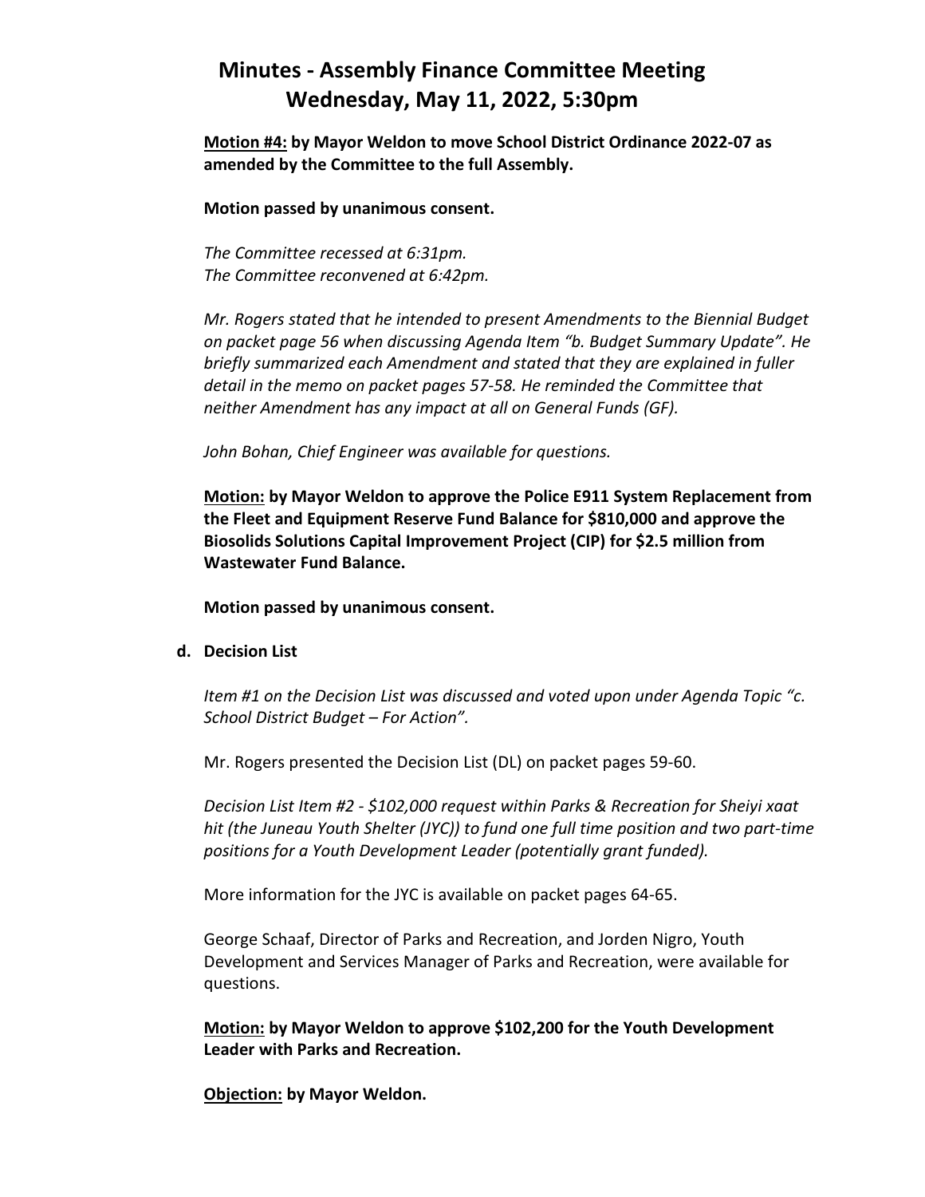# Minutes - Assembly Finance Committee Meeting
# Wednesday, May 11, 2022, 5:30pm

**Motion #4: by Mayor Weldon to move School District Ordinance 2022-07 as amended by the Committee to the full Assembly.**

**Motion passed by unanimous consent.**

*The Committee recessed at 6:31pm.*
*The Committee reconvened at 6:42pm.*

*Mr. Rogers stated that he intended to present Amendments to the Biennial Budget on packet page 56 when discussing Agenda Item "b. Budget Summary Update". He briefly summarized each Amendment and stated that they are explained in fuller detail in the memo on packet pages 57-58. He reminded the Committee that neither Amendment has any impact at all on General Funds (GF).*

*John Bohan, Chief Engineer was available for questions.*

**Motion: by Mayor Weldon to approve the Police E911 System Replacement from the Fleet and Equipment Reserve Fund Balance for $810,000 and approve the Biosolids Solutions Capital Improvement Project (CIP) for $2.5 million from Wastewater Fund Balance.**

**Motion passed by unanimous consent.**

**d. Decision List**

*Item #1 on the Decision List was discussed and voted upon under Agenda Topic "c. School District Budget – For Action".*

Mr. Rogers presented the Decision List (DL) on packet pages 59-60.

*Decision List Item #2 - $102,000 request within Parks & Recreation for Sheiyi xaat hit (the Juneau Youth Shelter (JYC)) to fund one full time position and two part-time positions for a Youth Development Leader (potentially grant funded).*

More information for the JYC is available on packet pages 64-65.

George Schaaf, Director of Parks and Recreation, and Jorden Nigro, Youth Development and Services Manager of Parks and Recreation, were available for questions.

**Motion: by Mayor Weldon to approve $102,200 for the Youth Development Leader with Parks and Recreation.**

**Objection: by Mayor Weldon.**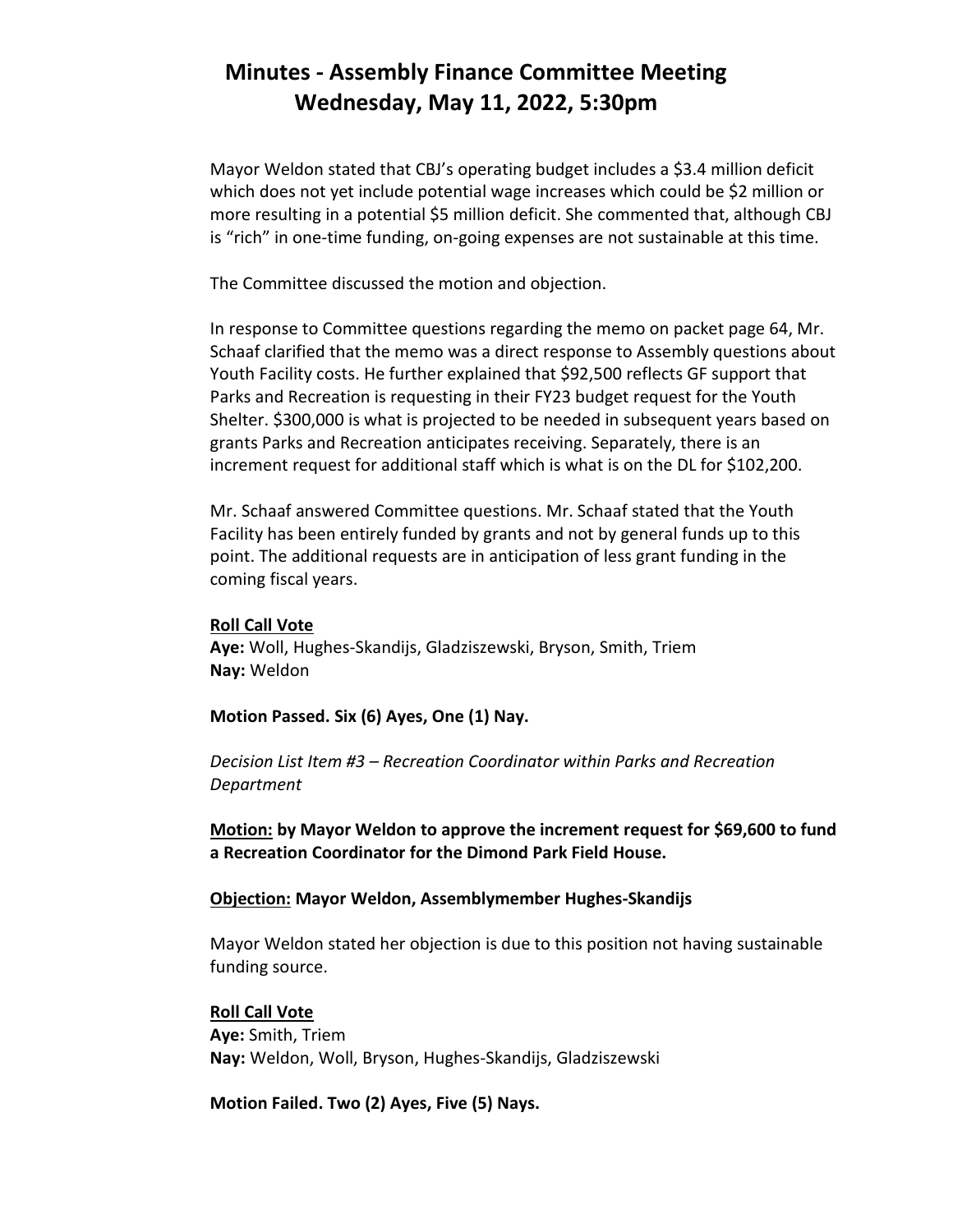# Minutes - Assembly Finance Committee Meeting
## Wednesday, May 11, 2022, 5:30pm

Mayor Weldon stated that CBJ's operating budget includes a $3.4 million deficit which does not yet include potential wage increases which could be $2 million or more resulting in a potential $5 million deficit. She commented that, although CBJ is "rich" in one-time funding, on-going expenses are not sustainable at this time.

The Committee discussed the motion and objection.

In response to Committee questions regarding the memo on packet page 64, Mr. Schaaf clarified that the memo was a direct response to Assembly questions about Youth Facility costs. He further explained that $92,500 reflects GF support that Parks and Recreation is requesting in their FY23 budget request for the Youth Shelter. $300,000 is what is projected to be needed in subsequent years based on grants Parks and Recreation anticipates receiving. Separately, there is an increment request for additional staff which is what is on the DL for $102,200.

Mr. Schaaf answered Committee questions. Mr. Schaaf stated that the Youth Facility has been entirely funded by grants and not by general funds up to this point. The additional requests are in anticipation of less grant funding in the coming fiscal years.

**Roll Call Vote**
**Aye:** Woll, Hughes-Skandijs, Gladziszewski, Bryson, Smith, Triem
**Nay:** Weldon

**Motion Passed. Six (6) Ayes, One (1) Nay.**

*Decision List Item #3 – Recreation Coordinator within Parks and Recreation Department*

**Motion: by Mayor Weldon to approve the increment request for $69,600 to fund a Recreation Coordinator for the Dimond Park Field House.**

**Objection: Mayor Weldon, Assemblymember Hughes-Skandijs**

Mayor Weldon stated her objection is due to this position not having sustainable funding source.

**Roll Call Vote**
**Aye:** Smith, Triem
**Nay:** Weldon, Woll, Bryson, Hughes-Skandijs, Gladziszewski

**Motion Failed. Two (2) Ayes, Five (5) Nays.**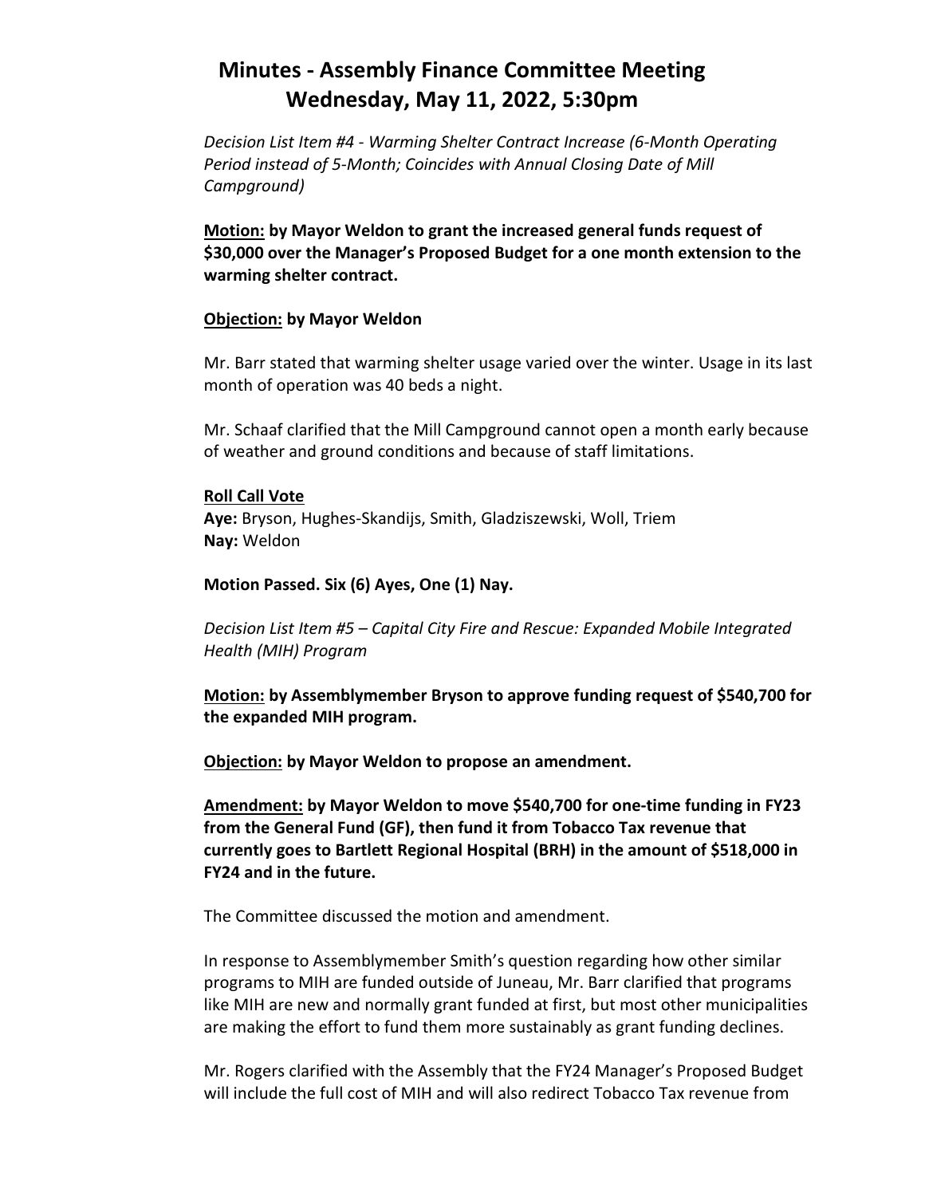# Minutes - Assembly Finance Committee Meeting
# Wednesday, May 11, 2022, 5:30pm

*Decision List Item #4 - Warming Shelter Contract Increase (6-Month Operating Period instead of 5-Month; Coincides with Annual Closing Date of Mill Campground)*

**Motion: by Mayor Weldon to grant the increased general funds request of $30,000 over the Manager's Proposed Budget for a one month extension to the warming shelter contract.**

**Objection: by Mayor Weldon**

Mr. Barr stated that warming shelter usage varied over the winter. Usage in its last month of operation was 40 beds a night.

Mr. Schaaf clarified that the Mill Campground cannot open a month early because of weather and ground conditions and because of staff limitations.

**Roll Call Vote**
**Aye:** Bryson, Hughes-Skandijs, Smith, Gladziszewski, Woll, Triem
**Nay:** Weldon

**Motion Passed. Six (6) Ayes, One (1) Nay.**

*Decision List Item #5 – Capital City Fire and Rescue: Expanded Mobile Integrated Health (MIH) Program*

**Motion: by Assemblymember Bryson to approve funding request of $540,700 for the expanded MIH program.**

**Objection: by Mayor Weldon to propose an amendment.**

**Amendment: by Mayor Weldon to move $540,700 for one-time funding in FY23 from the General Fund (GF), then fund it from Tobacco Tax revenue that currently goes to Bartlett Regional Hospital (BRH) in the amount of $518,000 in FY24 and in the future.**

The Committee discussed the motion and amendment.

In response to Assemblymember Smith's question regarding how other similar programs to MIH are funded outside of Juneau, Mr. Barr clarified that programs like MIH are new and normally grant funded at first, but most other municipalities are making the effort to fund them more sustainably as grant funding declines.

Mr. Rogers clarified with the Assembly that the FY24 Manager's Proposed Budget will include the full cost of MIH and will also redirect Tobacco Tax revenue from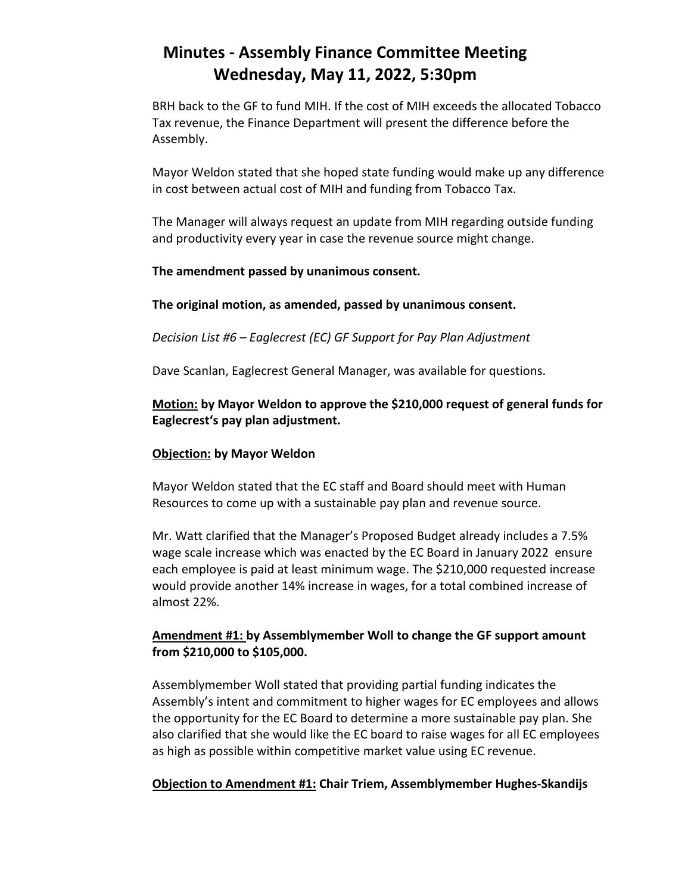# Minutes - Assembly Finance Committee Meeting
# Wednesday, May 11, 2022, 5:30pm

BRH back to the GF to fund MIH. If the cost of MIH exceeds the allocated Tobacco Tax revenue, the Finance Department will present the difference before the Assembly.

Mayor Weldon stated that she hoped state funding would make up any difference in cost between actual cost of MIH and funding from Tobacco Tax.

The Manager will always request an update from MIH regarding outside funding and productivity every year in case the revenue source might change.

**The amendment passed by unanimous consent.**

**The original motion, as amended, passed by unanimous consent.**

*Decision List #6 – Eaglecrest (EC) GF Support for Pay Plan Adjustment*

Dave Scanlan, Eaglecrest General Manager, was available for questions.

**<u>Motion:</u> by Mayor Weldon to approve the $210,000 request of general funds for Eaglecrest's pay plan adjustment.**

**<u>Objection:</u> by Mayor Weldon**

Mayor Weldon stated that the EC staff and Board should meet with Human Resources to come up with a sustainable pay plan and revenue source.

Mr. Watt clarified that the Manager's Proposed Budget already includes a 7.5% wage scale increase which was enacted by the EC Board in January 2022 ensure each employee is paid at least minimum wage. The $210,000 requested increase would provide another 14% increase in wages, for a total combined increase of almost 22%.

**<u>Amendment #1:</u> by Assemblymember Woll to change the GF support amount from $210,000 to $105,000.**

Assemblymember Woll stated that providing partial funding indicates the Assembly's intent and commitment to higher wages for EC employees and allows the opportunity for the EC Board to determine a more sustainable pay plan. She also clarified that she would like the EC board to raise wages for all EC employees as high as possible within competitive market value using EC revenue.

**<u>Objection to Amendment #1:</u> Chair Triem, Assemblymember Hughes-Skandijs**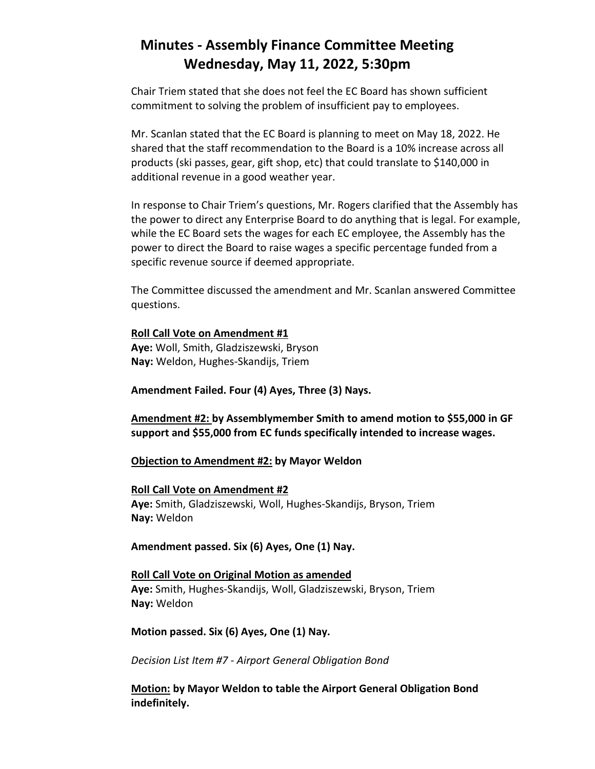# Minutes - Assembly Finance Committee Meeting
# Wednesday, May 11, 2022, 5:30pm

Chair Triem stated that she does not feel the EC Board has shown sufficient commitment to solving the problem of insufficient pay to employees.

Mr. Scanlan stated that the EC Board is planning to meet on May 18, 2022. He shared that the staff recommendation to the Board is a 10% increase across all products (ski passes, gear, gift shop, etc) that could translate to $140,000 in additional revenue in a good weather year.

In response to Chair Triem's questions, Mr. Rogers clarified that the Assembly has the power to direct any Enterprise Board to do anything that is legal. For example, while the EC Board sets the wages for each EC employee, the Assembly has the power to direct the Board to raise wages a specific percentage funded from a specific revenue source if deemed appropriate.

The Committee discussed the amendment and Mr. Scanlan answered Committee questions.

<u>**Roll Call Vote on Amendment #1**</u>
**Aye:** Woll, Smith, Gladziszewski, Bryson
**Nay:** Weldon, Hughes-Skandijs, Triem

**Amendment Failed. Four (4) Ayes, Three (3) Nays.**

**<u>Amendment #2:</u> by Assemblymember Smith to amend motion to $55,000 in GF support and $55,000 from EC funds specifically intended to increase wages.**

**<u>Objection to Amendment #2:</u> by Mayor Weldon**

<u>**Roll Call Vote on Amendment #2**</u>
**Aye:** Smith, Gladziszewski, Woll, Hughes-Skandijs, Bryson, Triem
**Nay:** Weldon

**Amendment passed. Six (6) Ayes, One (1) Nay.**

<u>**Roll Call Vote on Original Motion as amended**</u>
**Aye:** Smith, Hughes-Skandijs, Woll, Gladziszewski, Bryson, Triem
**Nay:** Weldon

**Motion passed. Six (6) Ayes, One (1) Nay.**

*Decision List Item #7 - Airport General Obligation Bond*

**<u>Motion:</u> by Mayor Weldon to table the Airport General Obligation Bond indefinitely.**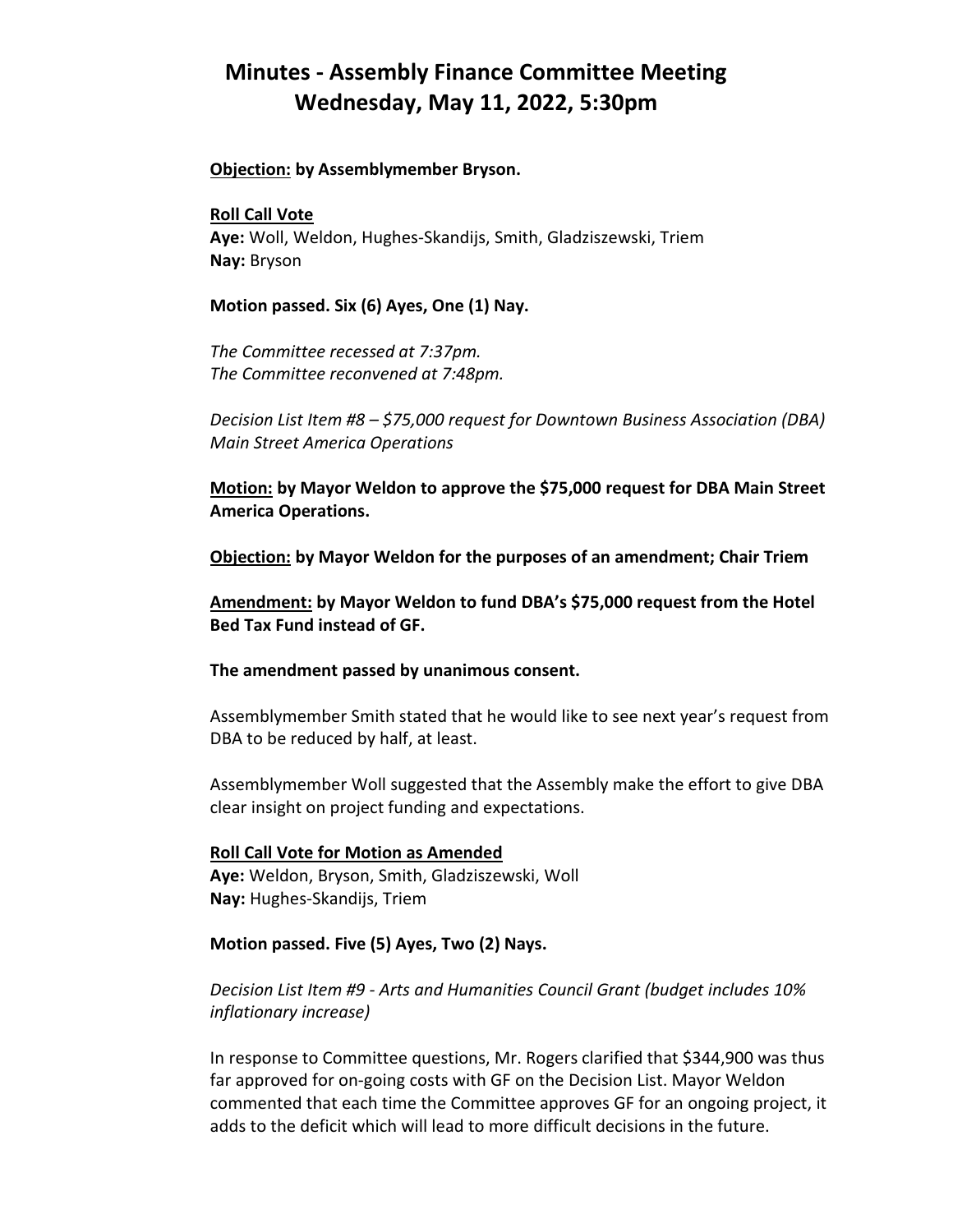# Minutes - Assembly Finance Committee Meeting
# Wednesday, May 11, 2022, 5:30pm

**<u>Objection:</u> by Assemblymember Bryson.**

**<u>Roll Call Vote</u>**
**Aye:** Woll, Weldon, Hughes-Skandijs, Smith, Gladziszewski, Triem
**Nay:** Bryson

**Motion passed. Six (6) Ayes, One (1) Nay.**

*The Committee recessed at 7:37pm.*
*The Committee reconvened at 7:48pm.*

*Decision List Item #8 – $75,000 request for Downtown Business Association (DBA) Main Street America Operations*

**<u>Motion:</u> by Mayor Weldon to approve the $75,000 request for DBA Main Street America Operations.**

**<u>Objection:</u> by Mayor Weldon for the purposes of an amendment; Chair Triem**

**<u>Amendment:</u> by Mayor Weldon to fund DBA's $75,000 request from the Hotel Bed Tax Fund instead of GF.**

**The amendment passed by unanimous consent.**

Assemblymember Smith stated that he would like to see next year's request from DBA to be reduced by half, at least.

Assemblymember Woll suggested that the Assembly make the effort to give DBA clear insight on project funding and expectations.

**<u>Roll Call Vote for Motion as Amended</u>**
**Aye:** Weldon, Bryson, Smith, Gladziszewski, Woll
**Nay:** Hughes-Skandijs, Triem

**Motion passed. Five (5) Ayes, Two (2) Nays.**

*Decision List Item #9 - Arts and Humanities Council Grant (budget includes 10% inflationary increase)*

In response to Committee questions, Mr. Rogers clarified that $344,900 was thus far approved for on-going costs with GF on the Decision List. Mayor Weldon commented that each time the Committee approves GF for an ongoing project, it adds to the deficit which will lead to more difficult decisions in the future.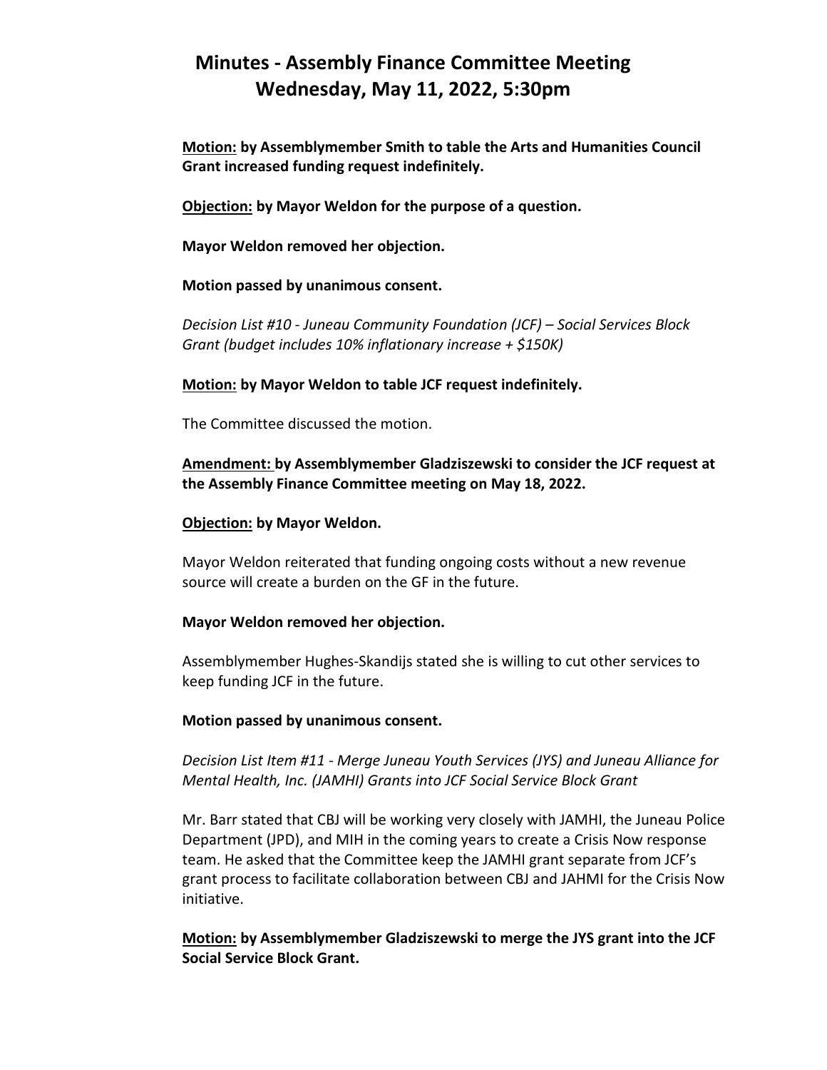# Minutes - Assembly Finance Committee Meeting
# Wednesday, May 11, 2022, 5:30pm

**Motion: by Assemblymember Smith to table the Arts and Humanities Council Grant increased funding request indefinitely.**

**Objection: by Mayor Weldon for the purpose of a question.**

**Mayor Weldon removed her objection.**

**Motion passed by unanimous consent.**

*Decision List #10 - Juneau Community Foundation (JCF) – Social Services Block Grant (budget includes 10% inflationary increase + $150K)*

**Motion: by Mayor Weldon to table JCF request indefinitely.**

The Committee discussed the motion.

**Amendment: by Assemblymember Gladziszewski to consider the JCF request at the Assembly Finance Committee meeting on May 18, 2022.**

**Objection: by Mayor Weldon.**

Mayor Weldon reiterated that funding ongoing costs without a new revenue source will create a burden on the GF in the future.

**Mayor Weldon removed her objection.**

Assemblymember Hughes-Skandijs stated she is willing to cut other services to keep funding JCF in the future.

**Motion passed by unanimous consent.**

*Decision List Item #11 - Merge Juneau Youth Services (JYS) and Juneau Alliance for Mental Health, Inc. (JAMHI) Grants into JCF Social Service Block Grant*

Mr. Barr stated that CBJ will be working very closely with JAMHI, the Juneau Police Department (JPD), and MIH in the coming years to create a Crisis Now response team. He asked that the Committee keep the JAMHI grant separate from JCF's grant process to facilitate collaboration between CBJ and JAHMI for the Crisis Now initiative.

**Motion: by Assemblymember Gladziszewski to merge the JYS grant into the JCF Social Service Block Grant.**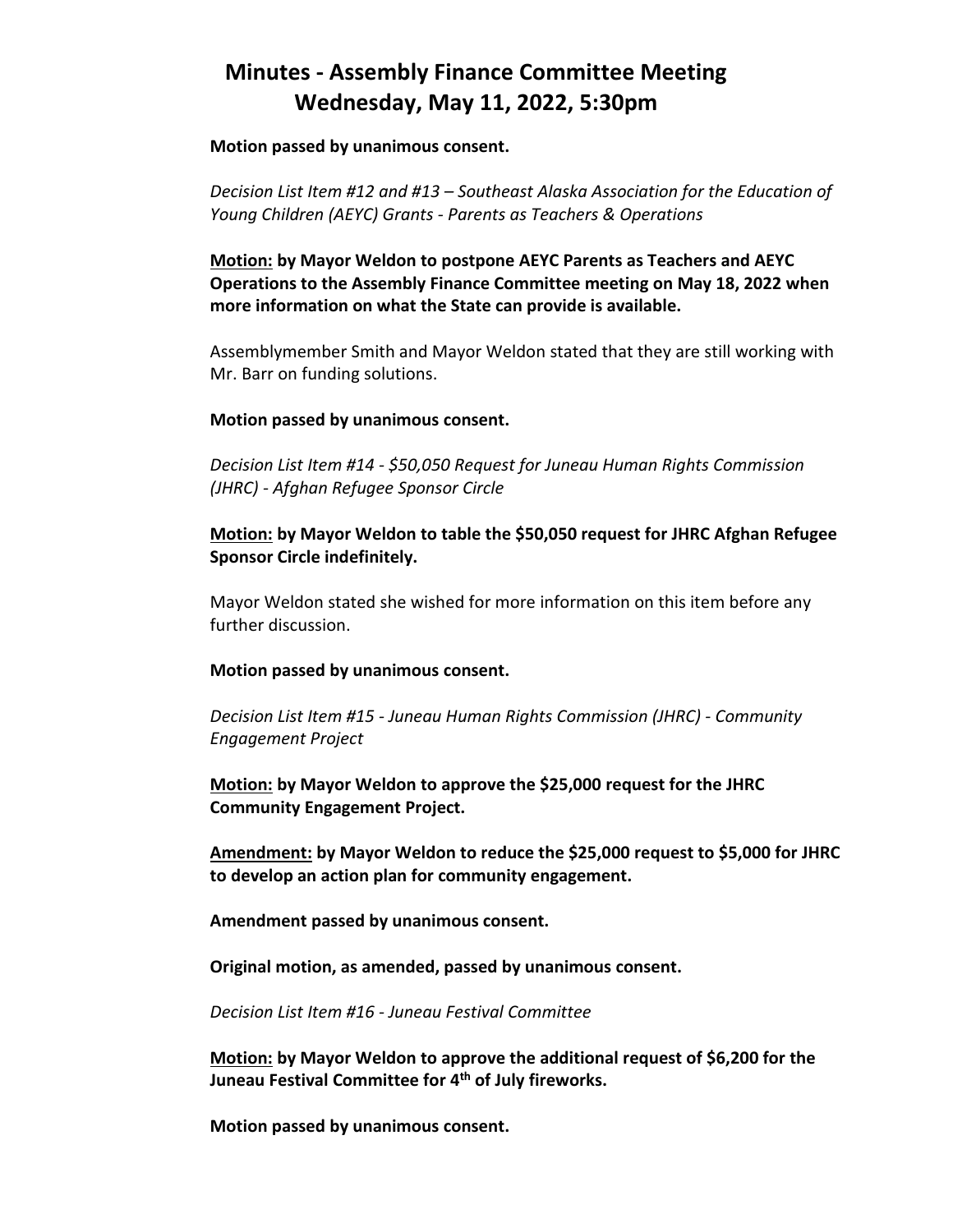**Motion passed by unanimous consent.**

*Decision List Item #12 and #13 – Southeast Alaska Association for the Education of Young Children (AEYC) Grants - Parents as Teachers & Operations*

**<u>Motion:</u> by Mayor Weldon to postpone AEYC Parents as Teachers and AEYC Operations to the Assembly Finance Committee meeting on May 18, 2022 when more information on what the State can provide is available.**

Assemblymember Smith and Mayor Weldon stated that they are still working with Mr. Barr on funding solutions.

**Motion passed by unanimous consent.**

*Decision List Item #14 - $50,050 Request for Juneau Human Rights Commission (JHRC) - Afghan Refugee Sponsor Circle*

**<u>Motion:</u> by Mayor Weldon to table the $50,050 request for JHRC Afghan Refugee Sponsor Circle indefinitely.**

Mayor Weldon stated she wished for more information on this item before any further discussion.

**Motion passed by unanimous consent.**

*Decision List Item #15 - Juneau Human Rights Commission (JHRC) - Community Engagement Project*

**<u>Motion:</u> by Mayor Weldon to approve the $25,000 request for the JHRC Community Engagement Project.**

**<u>Amendment:</u> by Mayor Weldon to reduce the $25,000 request to $5,000 for JHRC to develop an action plan for community engagement.**

**Amendment passed by unanimous consent.**

**Original motion, as amended, passed by unanimous consent.**

*Decision List Item #16 - Juneau Festival Committee*

**<u>Motion:</u> by Mayor Weldon to approve the additional request of $6,200 for the Juneau Festival Committee for 4th of July fireworks.**

**Motion passed by unanimous consent.**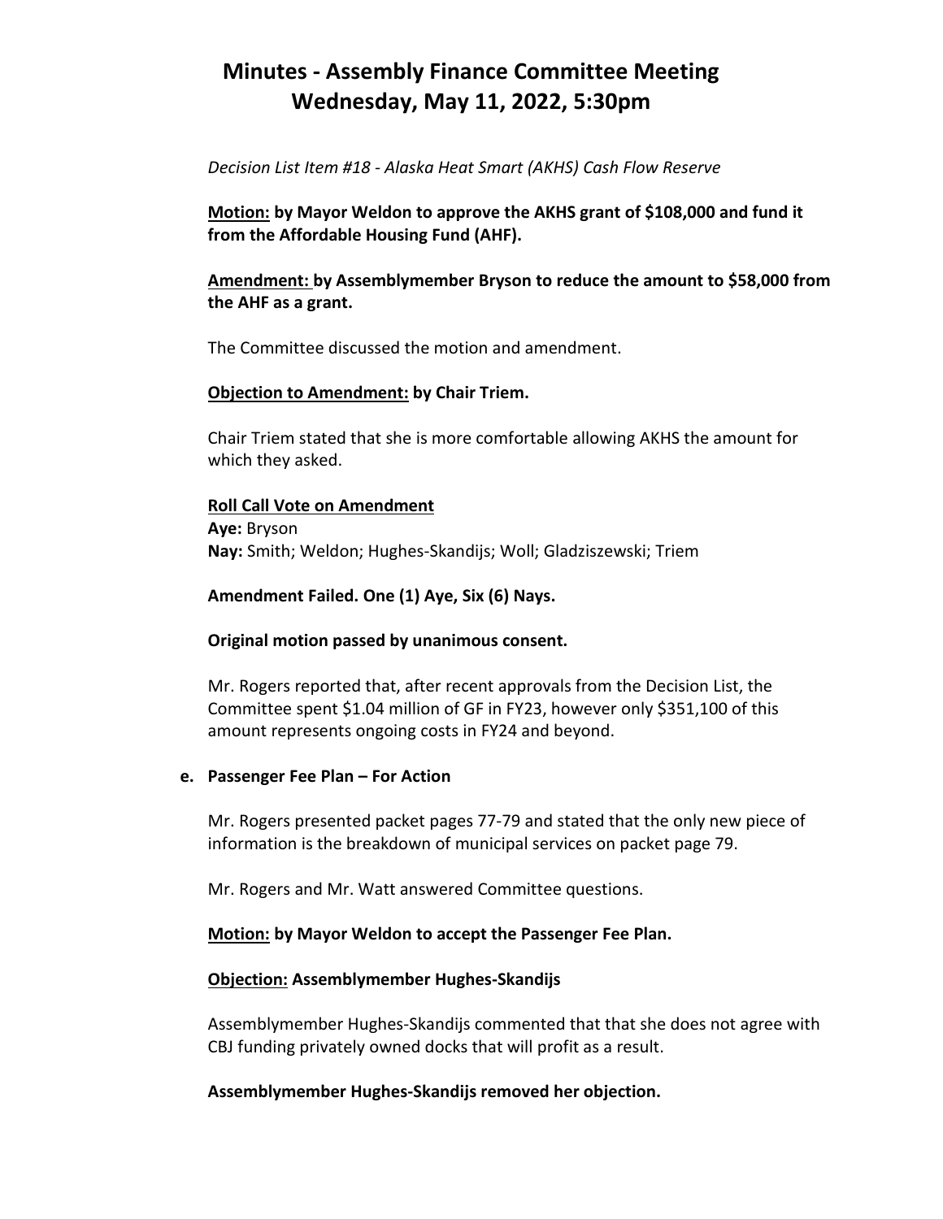# Minutes - Assembly Finance Committee Meeting Wednesday, May 11, 2022, 5:30pm

*Decision List Item #18 - Alaska Heat Smart (AKHS) Cash Flow Reserve*

**Motion: by Mayor Weldon to approve the AKHS grant of $108,000 and fund it from the Affordable Housing Fund (AHF).**

**Amendment: by Assemblymember Bryson to reduce the amount to $58,000 from the AHF as a grant.**

The Committee discussed the motion and amendment.

**Objection to Amendment: by Chair Triem.**

Chair Triem stated that she is more comfortable allowing AKHS the amount for which they asked.

**Roll Call Vote on Amendment**
**Aye:** Bryson
**Nay:** Smith; Weldon; Hughes-Skandijs; Woll; Gladziszewski; Triem

**Amendment Failed. One (1) Aye, Six (6) Nays.**

**Original motion passed by unanimous consent.**

Mr. Rogers reported that, after recent approvals from the Decision List, the Committee spent $1.04 million of GF in FY23, however only $351,100 of this amount represents ongoing costs in FY24 and beyond.

**e. Passenger Fee Plan – For Action**

Mr. Rogers presented packet pages 77-79 and stated that the only new piece of information is the breakdown of municipal services on packet page 79.

Mr. Rogers and Mr. Watt answered Committee questions.

**Motion: by Mayor Weldon to accept the Passenger Fee Plan.**

**Objection: Assemblymember Hughes-Skandijs**

Assemblymember Hughes-Skandijs commented that that she does not agree with CBJ funding privately owned docks that will profit as a result.

**Assemblymember Hughes-Skandijs removed her objection.**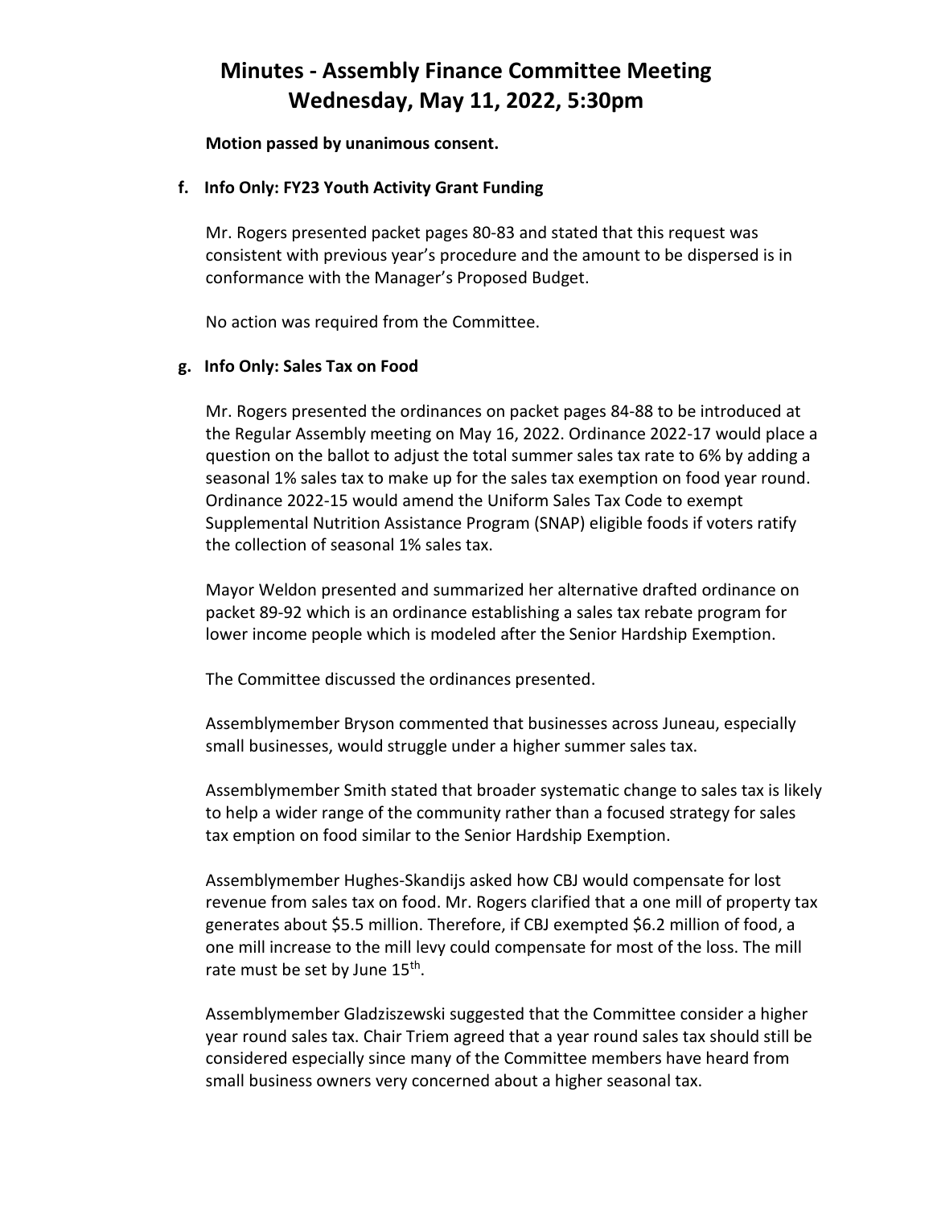# Minutes - Assembly Finance Committee Meeting
# Wednesday, May 11, 2022, 5:30pm

**Motion passed by unanimous consent.**

### f. Info Only: FY23 Youth Activity Grant Funding

Mr. Rogers presented packet pages 80-83 and stated that this request was consistent with previous year's procedure and the amount to be dispersed is in conformance with the Manager's Proposed Budget.

No action was required from the Committee.

### g. Info Only: Sales Tax on Food

Mr. Rogers presented the ordinances on packet pages 84-88 to be introduced at the Regular Assembly meeting on May 16, 2022. Ordinance 2022-17 would place a question on the ballot to adjust the total summer sales tax rate to 6% by adding a seasonal 1% sales tax to make up for the sales tax exemption on food year round. Ordinance 2022-15 would amend the Uniform Sales Tax Code to exempt Supplemental Nutrition Assistance Program (SNAP) eligible foods if voters ratify the collection of seasonal 1% sales tax.

Mayor Weldon presented and summarized her alternative drafted ordinance on packet 89-92 which is an ordinance establishing a sales tax rebate program for lower income people which is modeled after the Senior Hardship Exemption.

The Committee discussed the ordinances presented.

Assemblymember Bryson commented that businesses across Juneau, especially small businesses, would struggle under a higher summer sales tax.

Assemblymember Smith stated that broader systematic change to sales tax is likely to help a wider range of the community rather than a focused strategy for sales tax emption on food similar to the Senior Hardship Exemption.

Assemblymember Hughes-Skandijs asked how CBJ would compensate for lost revenue from sales tax on food. Mr. Rogers clarified that a one mill of property tax generates about $5.5 million. Therefore, if CBJ exempted $6.2 million of food, a one mill increase to the mill levy could compensate for most of the loss. The mill rate must be set by June 15th.

Assemblymember Gladziszewski suggested that the Committee consider a higher year round sales tax. Chair Triem agreed that a year round sales tax should still be considered especially since many of the Committee members have heard from small business owners very concerned about a higher seasonal tax.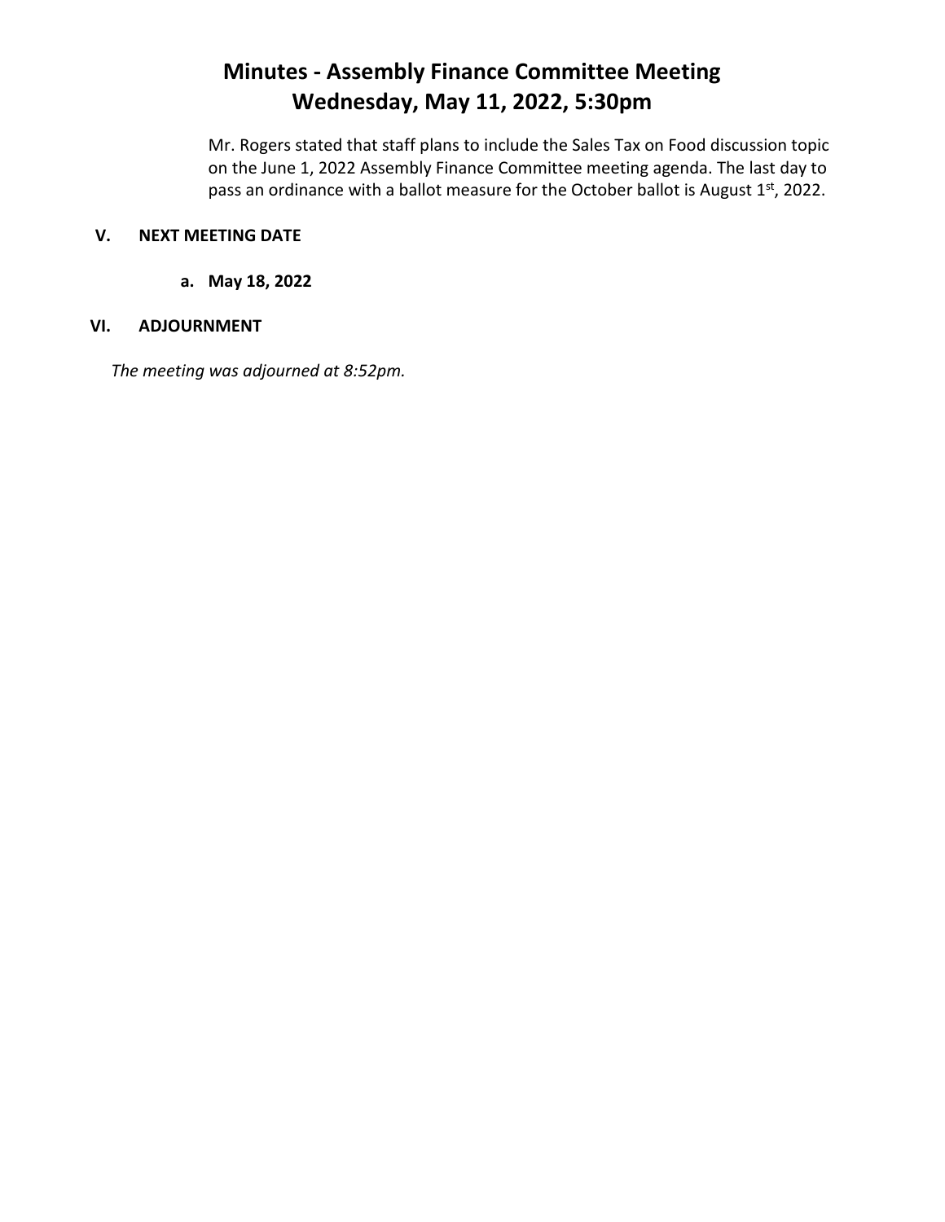# Minutes - Assembly Finance Committee Meeting
# Wednesday, May 11, 2022, 5:30pm

Mr. Rogers stated that staff plans to include the Sales Tax on Food discussion topic on the June 1, 2022 Assembly Finance Committee meeting agenda. The last day to pass an ordinance with a ballot measure for the October ballot is August 1st, 2022.

## V. NEXT MEETING DATE

**a. May 18, 2022**

## VI. ADJOURNMENT

*The meeting was adjourned at 8:52pm.*